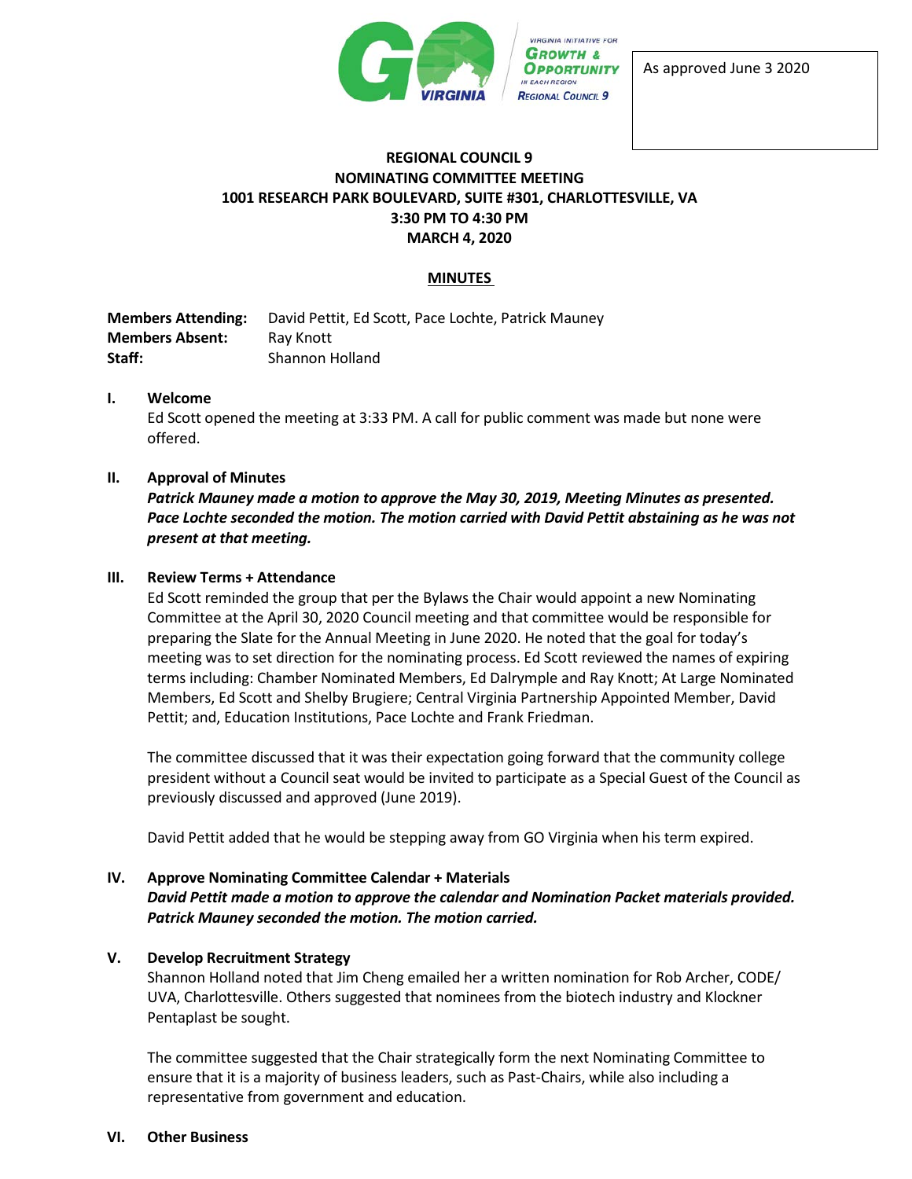As approved June 3 2020

# REGIONAL COUNCIL 9
## NOMINATING COMMITTEE MEETING
## 1001 RESEARCH PARK BOULEVARD, SUITE #301, CHARLOTTESVILLE, VA
## 3:30 PM TO 4:30 PM
## MARCH 4, 2020

**MINUTES**

**Members Attending:** David Pettit, Ed Scott, Pace Lochte, Patrick Mauney
**Members Absent:** Ray Knott
**Staff:** Shannon Holland

**I. Welcome**

Ed Scott opened the meeting at 3:33 PM. A call for public comment was made but none were offered.

**II. Approval of Minutes**

***Patrick Mauney made a motion to approve the May 30, 2019, Meeting Minutes as presented. Pace Lochte seconded the motion. The motion carried with David Pettit abstaining as he was not present at that meeting.***

**III. Review Terms + Attendance**

Ed Scott reminded the group that per the Bylaws the Chair would appoint a new Nominating Committee at the April 30, 2020 Council meeting and that committee would be responsible for preparing the Slate for the Annual Meeting in June 2020. He noted that the goal for today's meeting was to set direction for the nominating process. Ed Scott reviewed the names of expiring terms including: Chamber Nominated Members, Ed Dalrymple and Ray Knott; At Large Nominated Members, Ed Scott and Shelby Brugiere; Central Virginia Partnership Appointed Member, David Pettit; and, Education Institutions, Pace Lochte and Frank Friedman.

The committee discussed that it was their expectation going forward that the community college president without a Council seat would be invited to participate as a Special Guest of the Council as previously discussed and approved (June 2019).

David Pettit added that he would be stepping away from GO Virginia when his term expired.

**IV. Approve Nominating Committee Calendar + Materials**

***David Pettit made a motion to approve the calendar and Nomination Packet materials provided. Patrick Mauney seconded the motion. The motion carried.***

**V. Develop Recruitment Strategy**

Shannon Holland noted that Jim Cheng emailed her a written nomination for Rob Archer, CODE/ UVA, Charlottesville. Others suggested that nominees from the biotech industry and Klockner Pentaplast be sought.

The committee suggested that the Chair strategically form the next Nominating Committee to ensure that it is a majority of business leaders, such as Past-Chairs, while also including a representative from government and education.

**VI. Other Business**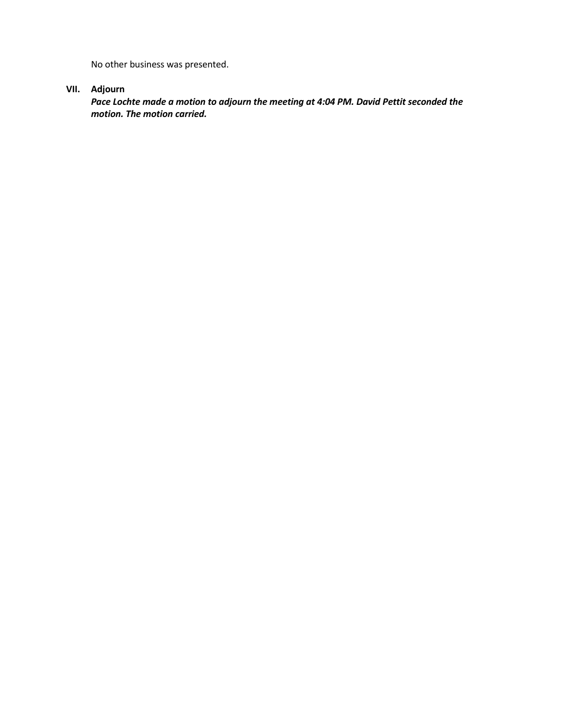No other business was presented.

## VII. Adjourn

***Pace Lochte made a motion to adjourn the meeting at 4:04 PM. David Pettit seconded the motion. The motion carried.***